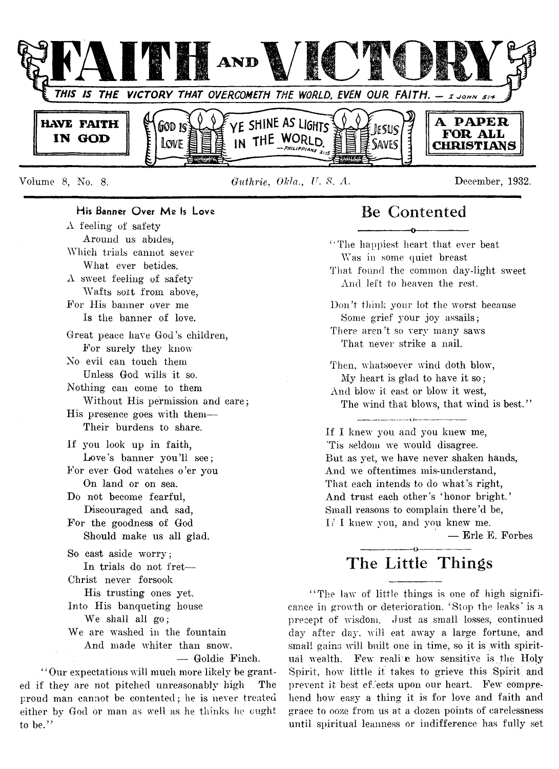# FAITH AND VICTORY

THIS IS THE VICTORY THAT OVERCOMETH THE WORLD, EVEN OUR FAITH. — I John 5:4

HAVE FAITH IN GOD

GOD IS LOVE — YE SHINE AS LIGHTS IN THE WORLD. — Philippians 2:15 — JESUS SAVES

A PAPER FOR ALL CHRISTIANS

Volume 8, No. 8. *Guthrie, Okla., U. S. A.* December, 1932.

### His Banner Over Me Is Love

A feeling of safety  
Around us abides,  
Which trials cannot sever  
What ever betides.  
A sweet feeling of safety  
Wafts soft from above,  
For His banner over me  
Is the banner of love.

Great peace have God's children,  
For surely they know  
No evil can touch them  
Unless God wills it so.  
Nothing can come to them  
Without His permission and care;  
His presence goes with them—  
Their burdens to share.

If you look up in faith,  
Love's banner you'll see;  
For ever God watches o'er you  
On land or on sea.  
Do not become fearful,  
Discouraged and sad,  
For the goodness of God  
Should make us all glad.

So cast aside worry;  
In trials do not fret—  
Christ never forsook  
His trusting ones yet.  
Into His banqueting house  
We shall all go;  
We are washed in the fountain  
And made whiter than snow.

— Goldie Finch.

"Our expectations will much more likely be granted if they are not pitched unreasonably high The proud man cannot be contented; he is never treated either by God or man as well as he thinks he ought to be."

## Be Contented

"The happiest heart that ever beat  
Was in some quiet breast  
That found the common day-light sweet  
And left to heaven the rest.

Don't think your lot the worst because  
Some grief your joy assails;  
There aren't so very many saws  
That never strike a nail.

Then, whatsoever wind doth blow,  
My heart is glad to have it so;  
And blow it east or blow it west,  
The wind that blows, that wind is best."

If I knew you and you knew me,  
'Tis seldom we would disagree.  
But as yet, we have never shaken hands,  
And we oftentimes mis-understand,  
That each intends to do what's right,  
And trust each other's 'honor bright.'  
Small reasons to complain there'd be,  
If I knew you, and you knew me.

— Erle E. Forbes

## The Little Things

"The law of little things is one of high significance in growth or deterioration. 'Stop the leaks' is a precept of wisdom. Just as small losses, continued day after day, will eat away a large fortune, and small gains will built one in time, so it is with spiritual wealth. Few realize how sensitive is the Holy Spirit, how little it takes to grieve this Spirit and prevent it best effects upon our heart. Few comprehend how easy a thing it is for love and faith and grace to ooze from us at a dozen points of carelessness until spiritual leanness or indifference has fully set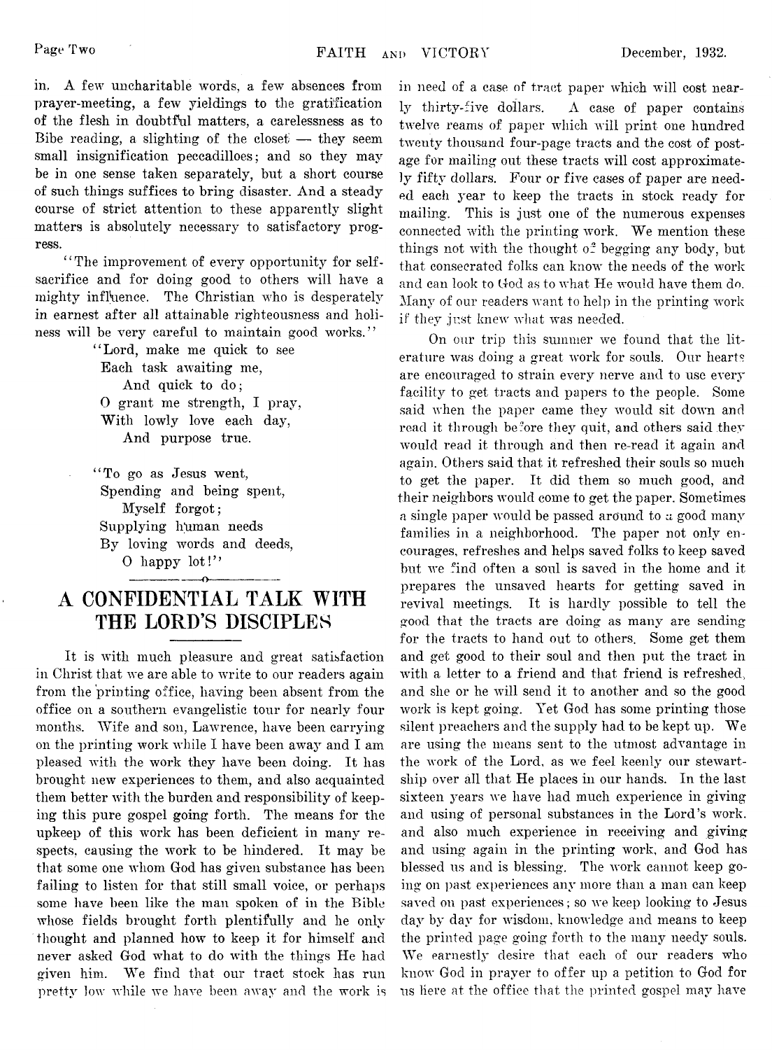in. A few uncharitable words, a few absences from prayer-meeting, a few yieldings to the gratification of the flesh in doubtful matters, a carelessness as to Bibe reading, a slighting of the closet — they seem small insignification peccadilloes; and so they may be in one sense taken separately, but a short course of such things suffices to bring disaster. And a steady course of strict attention to these apparently slight matters is absolutely necessary to satisfactory progress.

"The improvement of every opportunity for self-sacrifice and for doing good to others will have a mighty influence. The Christian who is desperately in earnest after all attainable righteousness and holiness will be very careful to maintain good works."

"Lord, make me quick to see
Each task awaiting me,
And quick to do;
O grant me strength, I pray,
With lowly love each day,
And purpose true.

"To go as Jesus went,
Spending and being spent,
Myself forgot;
Supplying human needs
By loving words and deeds,
O happy lot!"

## A CONFIDENTIAL TALK WITH THE LORD'S DISCIPLES

It is with much pleasure and great satisfaction in Christ that we are able to write to our readers again from the printing office, having been absent from the office on a southern evangelistic tour for nearly four months. Wife and son, Lawrence, have been carrying on the printing work while I have been away and I am pleased with the work they have been doing. It has brought new experiences to them, and also acquainted them better with the burden and responsibility of keeping this pure gospel going forth. The means for the upkeep of this work has been deficient in many respects, causing the work to be hindered. It may be that some one whom God has given substance has been failing to listen for that still small voice, or perhaps some have been like the man spoken of in the Bible whose fields brought forth plentifully and he only thought and planned how to keep it for himself and never asked God what to do with the things He had given him. We find that our tract stock has run pretty low while we have been away and the work is in need of a case of tract paper which will cost nearly thirty-five dollars. A case of paper contains twelve reams of paper which will print one hundred twenty thousand four-page tracts and the cost of postage for mailing out these tracts will cost approximately fifty dollars. Four or five cases of paper are needed each year to keep the tracts in stock ready for mailing. This is just one of the numerous expenses connected with the printing work. We mention these things not with the thought of begging any body, but that consecrated folks can know the needs of the work and can look to God as to what He would have them do. Many of our readers want to help in the printing work if they just knew what was needed.

On our trip this summer we found that the literature was doing a great work for souls. Our hearts are encouraged to strain every nerve and to use every facility to get tracts and papers to the people. Some said when the paper came they would sit down and read it through before they quit, and others said they would read it through and then re-read it again and again. Others said that it refreshed their souls so much to get the paper. It did them so much good, and their neighbors would come to get the paper. Sometimes a single paper would be passed around to a good many families in a neighborhood. The paper not only encourages, refreshes and helps saved folks to keep saved but we find often a soul is saved in the home and it prepares the unsaved hearts for getting saved in revival meetings. It is hardly possible to tell the good that the tracts are doing as many are sending for the tracts to hand out to others. Some get them and get good to their soul and then put the tract in with a letter to a friend and that friend is refreshed, and she or he will send it to another and so the good work is kept going. Yet God has some printing those silent preachers and the supply had to be kept up. We are using the means sent to the utmost advantage in the work of the Lord, as we feel keenly our stewartship over all that He places in our hands. In the last sixteen years we have had much experience in giving and using of personal substances in the Lord's work. and also much experience in receiving and giving and using again in the printing work, and God has blessed us and is blessing. The work cannot keep going on past experiences any more than a man can keep saved on past experiences; so we keep looking to Jesus day by day for wisdom, knowledge and means to keep the printed page going forth to the many needy souls. We earnestly desire that each of our readers who know God in prayer to offer up a petition to God for us here at the office that the printed gospel may have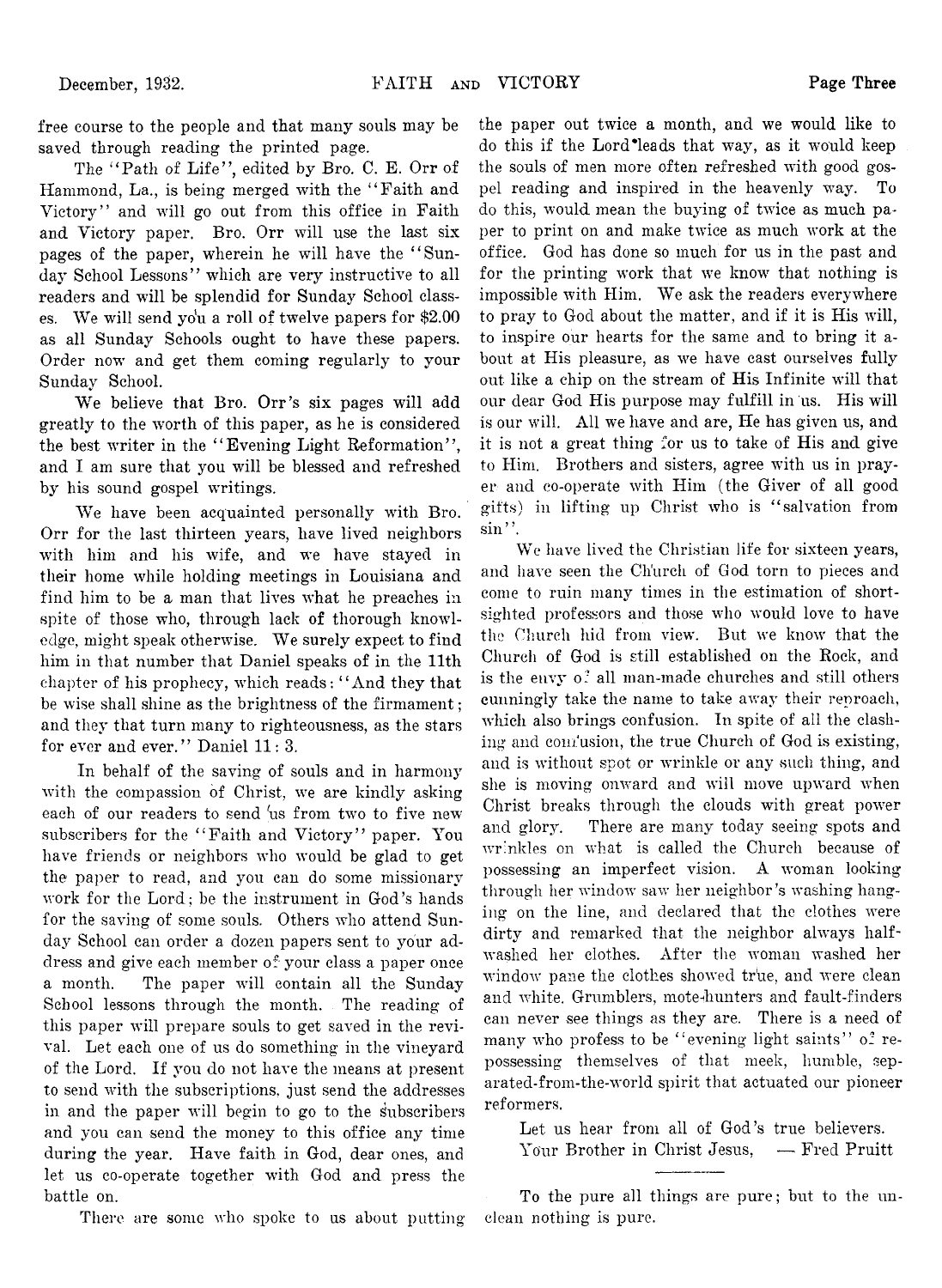free course to the people and that many souls may be saved through reading the printed page.

The "Path of Life", edited by Bro. C. E. Orr of Hammond, La., is being merged with the "Faith and Victory" and will go out from this office in Faith and Victory paper. Bro. Orr will use the last six pages of the paper, wherein he will have the "Sunday School Lessons" which are very instructive to all readers and will be splendid for Sunday School classes. We will send you a roll of twelve papers for $2.00 as all Sunday Schools ought to have these papers. Order now and get them coming regularly to your Sunday School.

We believe that Bro. Orr's six pages will add greatly to the worth of this paper, as he is considered the best writer in the "Evening Light Reformation", and I am sure that you will be blessed and refreshed by his sound gospel writings.

We have been acquainted personally with Bro. Orr for the last thirteen years, have lived neighbors with him and his wife, and we have stayed in their home while holding meetings in Louisiana and find him to be a man that lives what he preaches in spite of those who, through lack of thorough knowledge, might speak otherwise. We surely expect to find him in that number that Daniel speaks of in the 11th chapter of his prophecy, which reads: "And they that be wise shall shine as the brightness of the firmament; and they that turn many to righteousness, as the stars for ever and ever." Daniel 11 : 3.

In behalf of the saving of souls and in harmony with the compassion of Christ, we are kindly asking each of our readers to send us from two to five new subscribers for the "Faith and Victory" paper. You have friends or neighbors who would be glad to get the paper to read, and you can do some missionary work for the Lord; be the instrument in God's hands for the saving of some souls. Others who attend Sunday School can order a dozen papers sent to your address and give each member of your class a paper once a month. The paper will contain all the Sunday School lessons through the month. The reading of this paper will prepare souls to get saved in the revival. Let each one of us do something in the vineyard of the Lord. If you do not have the means at present to send with the subscriptions, just send the addresses in and the paper will begin to go to the subscribers and you can send the money to this office any time during the year. Have faith in God, dear ones, and let us co-operate together with God and press the battle on.

There are some who spoke to us about putting the paper out twice a month, and we would like to do this if the Lord leads that way, as it would keep the souls of men more often refreshed with good gospel reading and inspired in the heavenly way. To do this, would mean the buying of twice as much paper to print on and make twice as much work at the office. God has done so much for us in the past and for the printing work that we know that nothing is impossible with Him. We ask the readers everywhere to pray to God about the matter, and if it is His will, to inspire our hearts for the same and to bring it about at His pleasure, as we have cast ourselves fully out like a chip on the stream of His Infinite will that our dear God His purpose may fulfill in us. His will is our will. All we have and are, He has given us, and it is not a great thing for us to take of His and give to Him. Brothers and sisters, agree with us in prayer and co-operate with Him (the Giver of all good gifts) in lifting up Christ who is "salvation from sin".

We have lived the Christian life for sixteen years, and have seen the Church of God torn to pieces and come to ruin many times in the estimation of short-sighted professors and those who would love to have the Church hid from view. But we know that the Church of God is still established on the Rock, and is the envy of all man-made churches and still others cunningly take the name to take away their reproach, which also brings confusion. In spite of all the clashing and confusion, the true Church of God is existing, and is without spot or wrinkle or any such thing, and she is moving onward and will move upward when Christ breaks through the clouds with great power and glory. There are many today seeing spots and wrinkles on what is called the Church because of possessing an imperfect vision. A woman looking through her window saw her neighbor's washing hanging on the line, and declared that the clothes were dirty and remarked that the neighbor always half-washed her clothes. After the woman washed her window pane the clothes showed true, and were clean and white. Grumblers, mote-hunters and fault-finders can never see things as they are. There is a need of many who profess to be "evening light saints" of re-possessing themselves of that meek, humble, separated-from-the-world spirit that actuated our pioneer reformers.

Let us hear from all of God's true believers.
Your Brother in Christ Jesus, — Fred Pruitt

---

To the pure all things are pure; but to the unclean nothing is pure.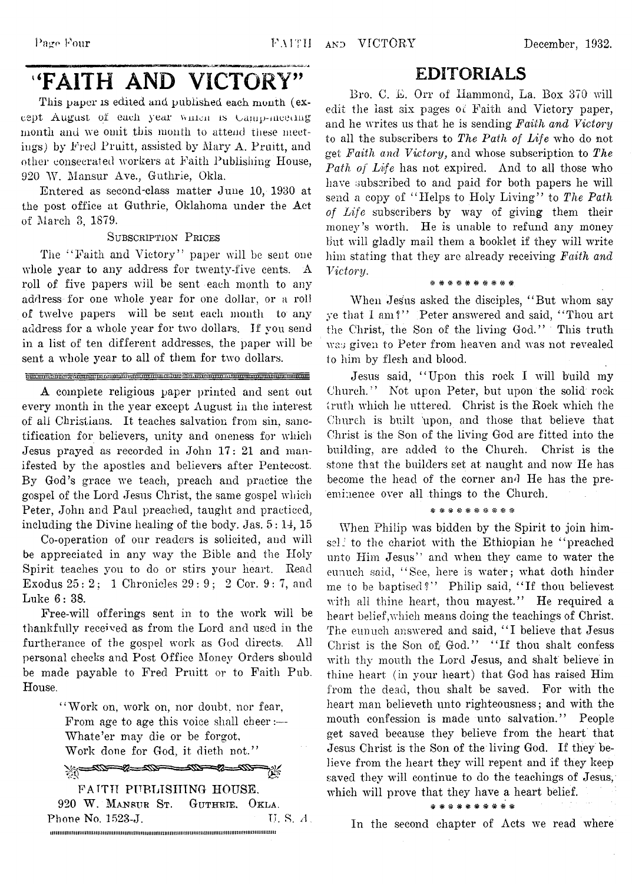# "FAITH AND VICTORY"

This paper is edited and published each month (except August of each year which is Camp-meeting month and we omit this month to attend these meetings) by Fred Pruitt, assisted by Mary A. Pruitt, and other consecrated workers at Faith Publishing House, 920 W. Mansur Ave., Guthrie, Okla.

Entered as second-class matter June 10, 1930 at the post office at Guthrie, Oklahoma under the Act of March 3, 1879.

SUBSCRIPTION PRICES

The "Faith and Victory" paper will be sent one whole year to any address for twenty-five cents. A roll of five papers will be sent each month to any address for one whole year for one dollar, or a roll of twelve papers will be sent each month to any address for a whole year for two dollars. If you send in a list of ten different addresses, the paper will be sent a whole year to all of them for two dollars.

A complete religious paper printed and sent out every month in the year except August in the interest of all Christians. It teaches salvation from sin, sanctification for believers, unity and oneness for which Jesus prayed as recorded in John 17: 21 and manifested by the apostles and believers after Pentecost. By God's grace we teach, preach and practice the gospel of the Lord Jesus Christ, the same gospel which Peter, John and Paul preached, taught and practiced, including the Divine healing of the body. Jas. 5: 14, 15

Co-operation of our readers is solicited, and will be appreciated in any way the Bible and the Holy Spirit teaches you to do or stirs your heart. Read Exodus 25: 2; 1 Chronicles 29: 9; 2 Cor. 9: 7, and Luke 6: 38.

Free-will offerings sent in to the work will be thankfully received as from the Lord and used in the furtherance of the gospel work as God directs. All personal checks and Post Office Money Orders should be made payable to Fred Pruitt or to Faith Pub. House.

> "Work on, work on, nor doubt, nor fear,
> From age to age this voice shall cheer:—
> Whate'er may die or be forgot,
> Work done for God, it dieth not."

FAITH PUBLISHING HOUSE.
920 W. MANSUR ST. GUTHRIE. OKLA.
Phone No. 1523-J. U. S. A.

## EDITORIALS

Bro. C. E. Orr of Hammond, La. Box 370 will edit the last six pages of Faith and Victory paper, and he writes us that he is sending *Faith and Victory* to all the subscribers to *The Path of Life* who do not get *Faith and Victory*, and whose subscription to *The Path of Life* has not expired. And to all those who have subscribed to and paid for both papers he will send a copy of "Helps to Holy Living" to *The Path of Life* subscribers by way of giving them their money's worth. He is unable to refund any money but will gladly mail them a booklet if they will write him stating that they are already receiving *Faith and Victory*.

\* \* \* \* \* \* \* \* \* \*

When Jesus asked the disciples, "But whom say ye that I am?" Peter answered and said, "Thou art the Christ, the Son of the living God." This truth was given to Peter from heaven and was not revealed to him by flesh and blood.

Jesus said, "Upon this rock I will build my Church." Not upon Peter, but upon the solid rock truth which he uttered. Christ is the Rock which the Church is built upon, and those that believe that Christ is the Son of the living God are fitted into the building, are added to the Church. Christ is the stone that the builders set at naught and now He has become the head of the corner and He has the pre-eminence over all things to the Church.

\* \* \* \* \* \* \* \* \* \*

When Philip was bidden by the Spirit to join himself to the chariot with the Ethiopian he "preached unto Him Jesus" and when they came to water the eunuch said, "See, here is water; what doth hinder me to be baptised?" Philip said, "If thou believest with all thine heart, thou mayest." He required a heart belief, which means doing the teachings of Christ. The eunuch answered and said, "I believe that Jesus Christ is the Son of God." "If thou shalt confess with thy mouth the Lord Jesus, and shalt believe in thine heart (in your heart) that God has raised Him from the dead, thou shalt be saved. For with the heart man believeth unto righteousness; and with the mouth confession is made unto salvation." People get saved because they believe from the heart that Jesus Christ is the Son of the living God. If they believe from the heart they will repent and if they keep saved they will continue to do the teachings of Jesus, which will prove that they have a heart belief.

\* \* \* \* \* \* \* \* \* \*

In the second chapter of Acts we read where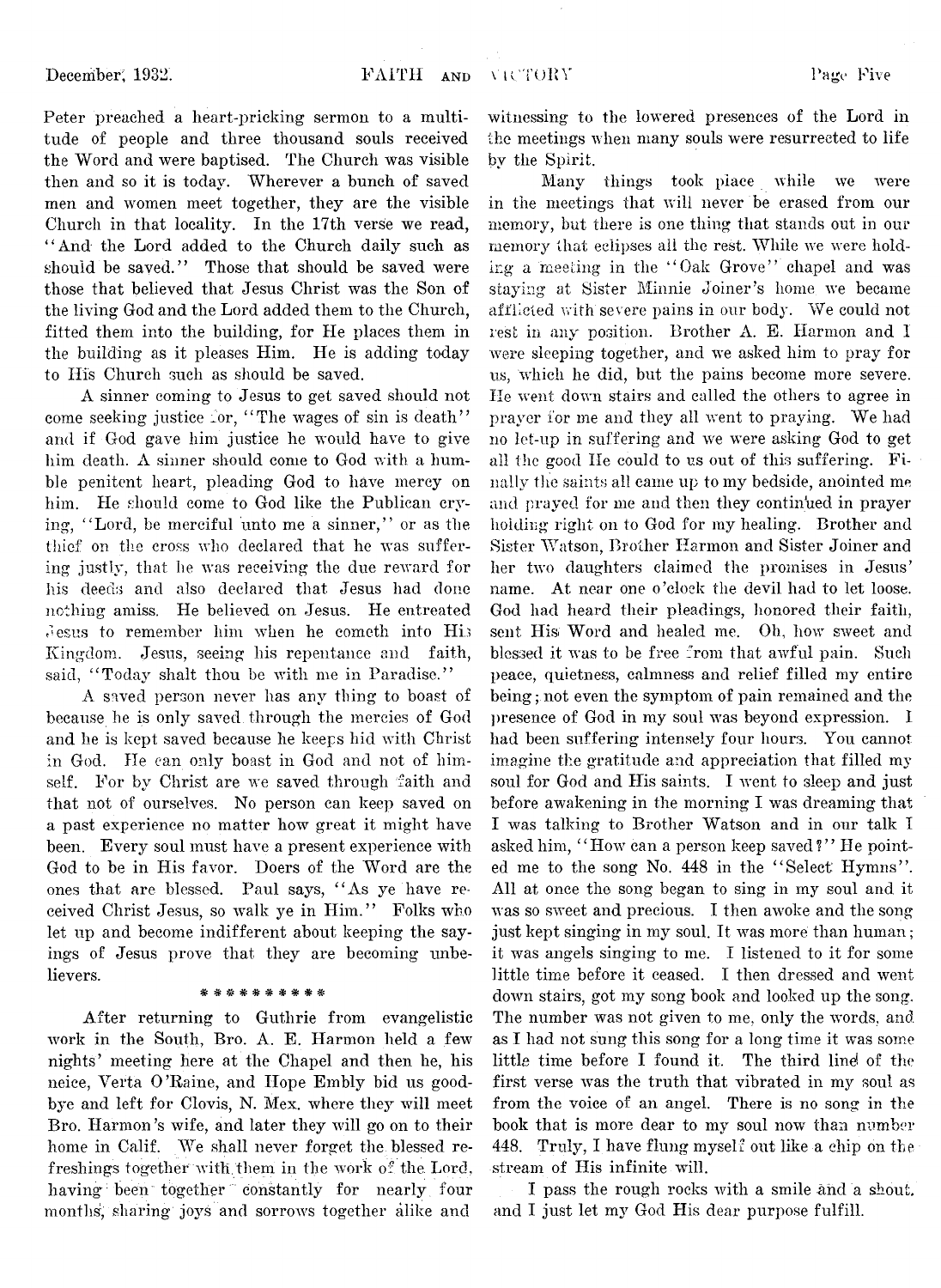Peter preached a heart-pricking sermon to a multitude of people and three thousand souls received the Word and were baptised. The Church was visible then and so it is today. Wherever a bunch of saved men and women meet together, they are the visible Church in that locality. In the 17th verse we read, "And the Lord added to the Church daily such as should be saved." Those that should be saved were those that believed that Jesus Christ was the Son of the living God and the Lord added them to the Church, fitted them into the building, for He places them in the building as it pleases Him. He is adding today to His Church such as should be saved.

A sinner coming to Jesus to get saved should not come seeking justice for, "The wages of sin is death" and if God gave him justice he would have to give him death. A sinner should come to God with a humble penitent heart, pleading God to have mercy on him. He should come to God like the Publican crying, "Lord, be merciful unto me a sinner," or as the thief on the cross who declared that he was suffering justly, that he was receiving the due reward for his deeds and also declared that Jesus had done nothing amiss. He believed on Jesus. He entreated Jesus to remember him when he cometh into His Kingdom. Jesus, seeing his repentance and faith, said, "Today shalt thou be with me in Paradise."

A saved person never has any thing to boast of because he is only saved through the mercies of God and he is kept saved because he keeps hid with Christ in God. He can only boast in God and not of himself. For by Christ are we saved through faith and that not of ourselves. No person can keep saved on a past experience no matter how great it might have been. Every soul must have a present experience with God to be in His favor. Doers of the Word are the ones that are blessed. Paul says, "As ye have received Christ Jesus, so walk ye in Him." Folks who let up and become indifferent about keeping the sayings of Jesus prove that they are becoming unbelievers.

\* \* \* \* \* \* \* \* \* \*

After returning to Guthrie from evangelistic work in the South, Bro. A. E. Harmon held a few nights' meeting here at the Chapel and then he, his neice, Verta O'Raine, and Hope Embly bid us goodbye and left for Clovis, N. Mex. where they will meet Bro. Harmon's wife, and later they will go on to their home in Calif. We shall never forget the blessed refreshings together with them in the work of the Lord, having been together constantly for nearly four months, sharing joys and sorrows together alike and witnessing to the lowered presences of the Lord in the meetings when many souls were resurrected to life by the Spirit.

Many things took place while we were in the meetings that will never be erased from our memory, but there is one thing that stands out in our memory that eclipses all the rest. While we were holding a meeting in the "Oak Grove" chapel and was staying at Sister Minnie Joiner's home we became afflicted with severe pains in our body. We could not rest in any position. Brother A. E. Harmon and I were sleeping together, and we asked him to pray for us, which he did, but the pains become more severe. He went down stairs and called the others to agree in prayer for me and they all went to praying. We had no let-up in suffering and we were asking God to get all the good He could to us out of this suffering. Finally the saints all came up to my bedside, anointed me and prayed for me and then they continued in prayer holding right on to God for my healing. Brother and Sister Watson, Brother Harmon and Sister Joiner and her two daughters claimed the promises in Jesus' name. At near one o'clock the devil had to let loose. God had heard their pleadings, honored their faith, sent His Word and healed me. Oh, how sweet and blessed it was to be free from that awful pain. Such peace, quietness, calmness and relief filled my entire being; not even the symptom of pain remained and the presence of God in my soul was beyond expression. I had been suffering intensely four hours. You cannot imagine the gratitude and appreciation that filled my soul for God and His saints. I went to sleep and just before awakening in the morning I was dreaming that I was talking to Brother Watson and in our talk I asked him, "How can a person keep saved?" He pointed me to the song No. 448 in the "Select Hymns". All at once the song began to sing in my soul and it was so sweet and precious. I then awoke and the song just kept singing in my soul. It was more than human; it was angels singing to me. I listened to it for some little time before it ceased. I then dressed and went down stairs, got my song book and looked up the song. The number was not given to me, only the words, and as I had not sung this song for a long time it was some little time before I found it. The third line of the first verse was the truth that vibrated in my soul as from the voice of an angel. There is no song in the book that is more dear to my soul now than number 448. Truly, I have flung myself out like a chip on the stream of His infinite will.

I pass the rough rocks with a smile and a shout.
and I just let my God His dear purpose fulfill.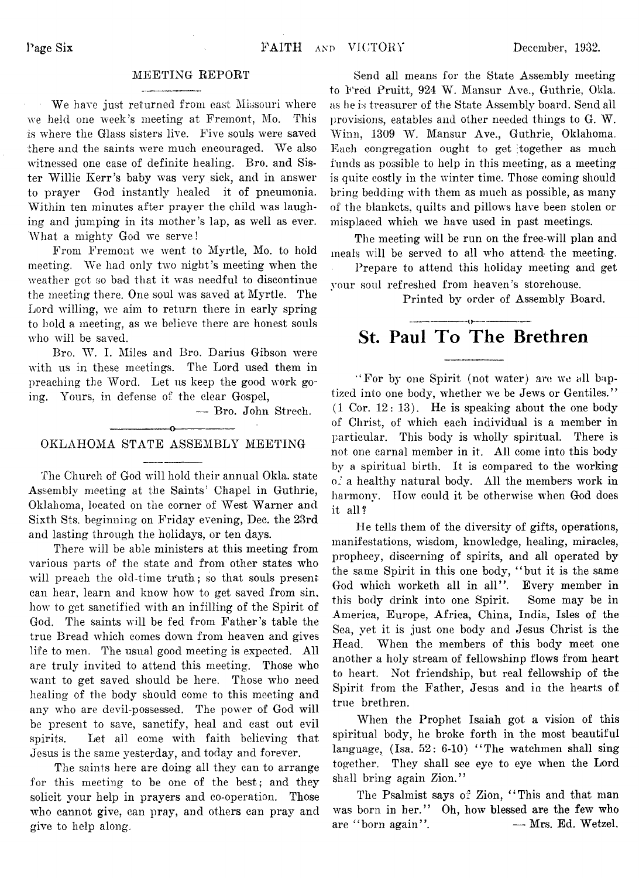## MEETING REPORT

We have just returned from east Missouri where we held one week's meeting at Fremont, Mo. This is where the Glass sisters live. Five souls were saved there and the saints were much encouraged. We also witnessed one case of definite healing. Bro. and Sister Willie Kerr's baby was very sick, and in answer to prayer God instantly healed it of pneumonia. Within ten minutes after prayer the child was laughing and jumping in its mother's lap, as well as ever. What a mighty God we serve!

From Fremont we went to Myrtle, Mo. to hold meeting. We had only two night's meeting when the weather got so bad that it was needful to discontinue the meeting there. One soul was saved at Myrtle. The Lord willing, we aim to return there in early spring to hold a meeting, as we believe there are honest souls who will be saved.

Bro. W. I. Miles and Bro. Darius Gibson were with us in these meetings. The Lord used them in preaching the Word. Let us keep the good work going. Yours, in defense of the clear Gospel,

— Bro. John Strech.

## OKLAHOMA STATE ASSEMBLY MEETING

The Church of God will hold their annual Okla. state Assembly meeting at the Saints' Chapel in Guthrie, Oklahoma, located on the corner of West Warner and Sixth Sts. beginning on Friday evening, Dec. the 23rd and lasting through the holidays, or ten days.

There will be able ministers at this meeting from various parts of the state and from other states who will preach the old-time truth; so that souls present can hear, learn and know how to get saved from sin, how to get sanctified with an infilling of the Spirit of God. The saints will be fed from Father's table the true Bread which comes down from heaven and gives life to men. The usual good meeting is expected. All are truly invited to attend this meeting. Those who want to get saved should be here. Those who need healing of the body should come to this meeting and any who are devil-possessed. The power of God will be present to save, sanctify, heal and cast out evil spirits. Let all come with faith believing that Jesus is the same yesterday, and today and forever.

The saints here are doing all they can to arrange for this meeting to be one of the best; and they solicit your help in prayers and co-operation. Those who cannot give, can pray, and others can pray and give to help along.

Send all means for the State Assembly meeting to Fred Pruitt, 924 W. Mansur Ave., Guthrie, Okla. as he is treasurer of the State Assembly board. Send all provisions, eatables and other needed things to G. W. Winn, 1309 W. Mansur Ave., Guthrie, Oklahoma. Each congregation ought to get together as much funds as possible to help in this meeting, as a meeting is quite costly in the winter time. Those coming should bring bedding with them as much as possible, as many of the blankets, quilts and pillows have been stolen or misplaced which we have used in past meetings.

The meeting will be run on the free-will plan and meals will be served to all who attend the meeting.

Prepare to attend this holiday meeting and get your soul refreshed from heaven's storehouse.

Printed by order of Assembly Board.

# St. Paul To The Brethren

"For by one Spirit (not water) are we all baptized into one body, whether we be Jews or Gentiles." (1 Cor. 12: 13). He is speaking about the one body of Christ, of which each individual is a member in particular. This body is wholly spiritual. There is not one carnal member in it. All come into this body by a spiritual birth. It is compared to the working of a healthy natural body. All the members work in harmony. How could it be otherwise when God does it all?

He tells them of the diversity of gifts, operations, manifestations, wisdom, knowledge, healing, miracles, prophecy, discerning of spirits, and all operated by the same Spirit in this one body, "but it is the same God which worketh all in all". Every member in this body drink into one Spirit. Some may be in America, Europe, Africa, China, India, Isles of the Sea, yet it is just one body and Jesus Christ is the Head. When the members of this body meet one another a holy stream of fellowship flows from heart to heart. Not friendship, but real fellowship of the Spirit from the Father, Jesus and in the hearts of true brethren.

When the Prophet Isaiah got a vision of this spiritual body, he broke forth in the most beautiful language, (Isa. 52: 6-10) "The watchmen shall sing together. They shall see eye to eye when the Lord shall bring again Zion."

The Psalmist says of Zion, "This and that man was born in her." Oh, how blessed are the few who are "born again". — Mrs. Ed. Wetzel.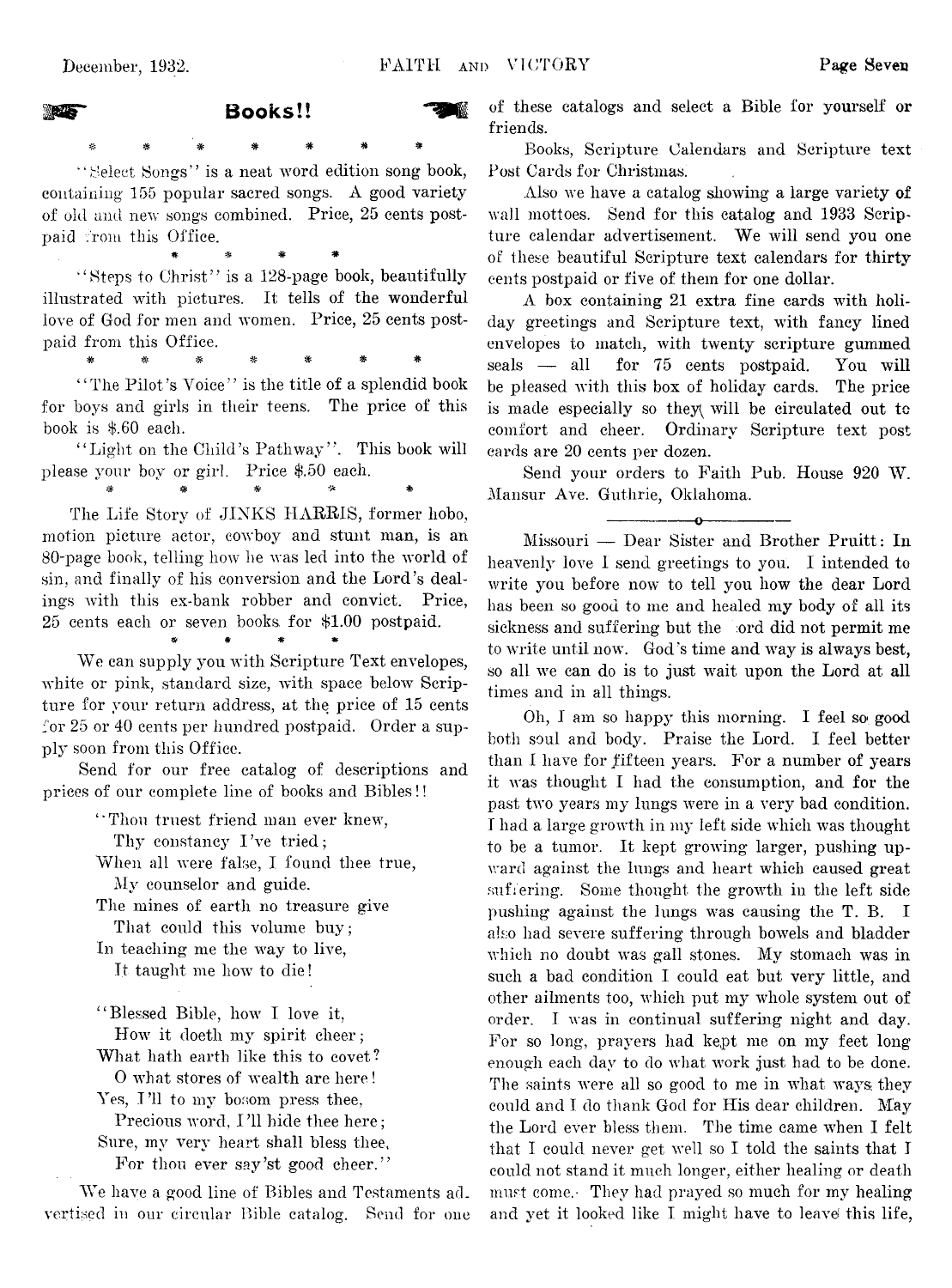## Books!!

\* \* \* \* \* \* \*

"Select Songs" is a neat word edition song book, containing 155 popular sacred songs. A good variety of old and new songs combined. Price, 25 cents postpaid from this Office.

\* \* \* \*

"Steps to Christ" is a 128-page book, beautifully illustrated with pictures. It tells of the wonderful love of God for men and women. Price, 25 cents postpaid from this Office.

\* \* \* \* \* \* \*

"The Pilot's Voice" is the title of a splendid book for boys and girls in their teens. The price of this book is $.60 each.

"Light on the Child's Pathway". This book will please your boy or girl. Price $.50 each.

\* \* \* \*

The Life Story of JINKS HARRIS, former hobo, motion picture actor, cowboy and stunt man, is an 80-page book, telling how he was led into the world of sin, and finally of his conversion and the Lord's dealings with this ex-bank robber and convict. Price, 25 cents each or seven books for $1.00 postpaid.

\* \* \* \*

We can supply you with Scripture Text envelopes, white or pink, standard size, with space below Scripture for your return address, at the price of 15 cents for 25 or 40 cents per hundred postpaid. Order a supply soon from this Office.

Send for our free catalog of descriptions and prices of our complete line of books and Bibles!!

"Thou truest friend man ever knew,
Thy constancy I've tried;
When all were false, I found thee true,
My counselor and guide.
The mines of earth no treasure give
That could this volume buy;
In teaching me the way to live,
It taught me how to die!

"Blessed Bible, how I love it,
How it doeth my spirit cheer;
What hath earth like this to covet?
O what stores of wealth are here!
Yes, I'll to my bosom press thee,
Precious word, I'll hide thee here;
Sure, my very heart shall bless thee,
For thou ever say'st good cheer."

We have a good line of Bibles and Testaments advertised in our circular Bible catalog. Send for one of these catalogs and select a Bible for yourself or friends.

Books, Scripture Calendars and Scripture text Post Cards for Christmas.

Also we have a catalog showing a large variety of wall mottoes. Send for this catalog and 1933 Scripture calendar advertisement. We will send you one of these beautiful Scripture text calendars for thirty cents postpaid or five of them for one dollar.

A box containing 21 extra fine cards with holiday greetings and Scripture text, with fancy lined envelopes to match, with twenty scripture gummed seals — all for 75 cents postpaid. You will be pleased with this box of holiday cards. The price is made especially so they will be circulated out to comfort and cheer. Ordinary Scripture text post cards are 20 cents per dozen.

Send your orders to Faith Pub. House 920 W. Mansur Ave. Guthrie, Oklahoma.

---

Missouri — Dear Sister and Brother Pruitt: In heavenly love I send greetings to you. I intended to write you before now to tell you how the dear Lord has been so good to me and healed my body of all its sickness and suffering but the Lord did not permit me to write until now. God's time and way is always best, so all we can do is to just wait upon the Lord at all times and in all things.

Oh, I am so happy this morning. I feel so good both soul and body. Praise the Lord. I feel better than I have for fifteen years. For a number of years it was thought I had the consumption, and for the past two years my lungs were in a very bad condition. I had a large growth in my left side which was thought to be a tumor. It kept growing larger, pushing upward against the lungs and heart which caused great suffering. Some thought the growth in the left side pushing against the lungs was causing the T. B. I also had severe suffering through bowels and bladder which no doubt was gall stones. My stomach was in such a bad condition I could eat but very little, and other ailments too, which put my whole system out of order. I was in continual suffering night and day. For so long, prayers had kept me on my feet long enough each day to do what work just had to be done. The saints were all so good to me in what ways they could and I do thank God for His dear children. May the Lord ever bless them. The time came when I felt that I could never get well so I told the saints that I could not stand it much longer, either healing or death must come. They had prayed so much for my healing and yet it looked like I might have to leave this life,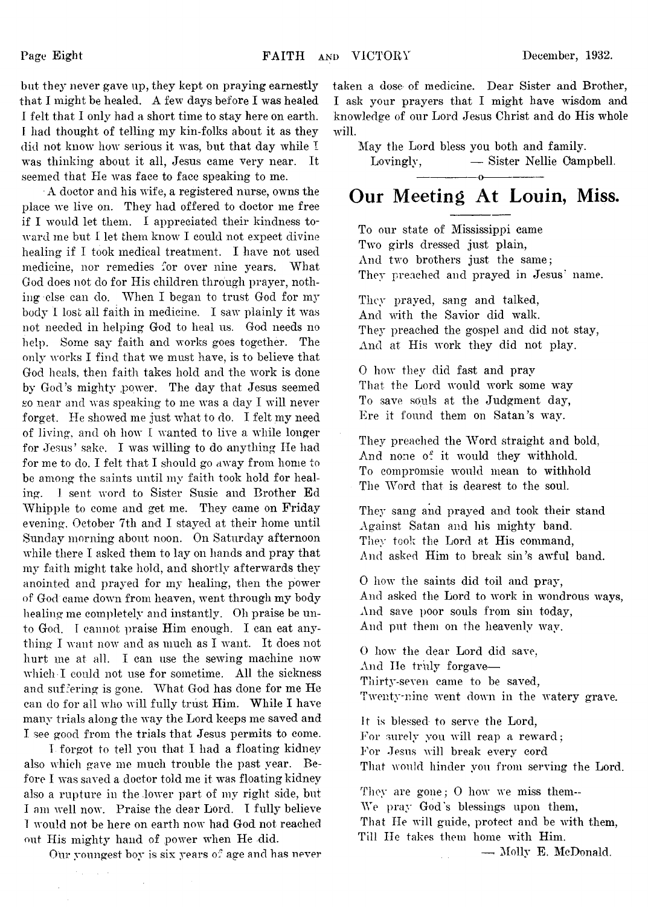but they never gave up, they kept on praying earnestly that I might be healed. A few days before I was healed I felt that I only had a short time to stay here on earth. I had thought of telling my kin-folks about it as they did not know how serious it was, but that day while I was thinking about it all, Jesus came very near. It seemed that He was face to face speaking to me.

A doctor and his wife, a registered nurse, owns the place we live on. They had offered to doctor me free if I would let them. I appreciated their kindness toward me but I let them know I could not expect divine healing if I took medical treatment. I have not used medicine, nor remedies for over nine years. What God does not do for His children through prayer, nothing else can do. When I began to trust God for my body I lost all faith in medicine. I saw plainly it was not needed in helping God to heal us. God needs no help. Some say faith and works goes together. The only works I find that we must have, is to believe that God heals, then faith takes hold and the work is done by God's mighty power. The day that Jesus seemed so near and was speaking to me was a day I will never forget. He showed me just what to do. I felt my need of living, and oh how I wanted to live a while longer for Jesus' sake. I was willing to do anything He had for me to do. I felt that I should go away from home to be among the saints until my faith took hold for healing. I sent word to Sister Susie and Brother Ed Whipple to come and get me. They came on Friday evening, October 7th and I stayed at their home until Sunday morning about noon. On Saturday afternoon while there I asked them to lay on hands and pray that my faith might take hold, and shortly afterwards they anointed and prayed for my healing, then the power of God came down from heaven, went through my body healing me completely and instantly. Oh praise be unto God. I cannot praise Him enough. I can eat anything I want now and as much as I want. It does not hurt me at all. I can use the sewing machine now which I could not use for sometime. All the sickness and suffering is gone. What God has done for me He can do for all who will fully trust Him. While I have many trials along the way the Lord keeps me saved and I see good from the trials that Jesus permits to come.

I forgot to tell you that I had a floating kidney also which gave me much trouble the past year. Before I was saved a doctor told me it was floating kidney also a rupture in the lower part of my right side, but I am well now. Praise the dear Lord. I fully believe I would not be here on earth now had God not reached out His mighty hand of power when He did.

Our youngest boy is six years of age and has never taken a dose of medicine. Dear Sister and Brother, I ask your prayers that I might have wisdom and knowledge of our Lord Jesus Christ and do His whole will.

May the Lord bless you both and family.

Lovingly, — Sister Nellie Campbell.

## Our Meeting At Louin, Miss.

To our state of Mississippi came
Two girls dressed just plain,
And two brothers just the same;
They preached and prayed in Jesus' name.

They prayed, sang and talked,
And with the Savior did walk.
They preached the gospel and did not stay,
And at His work they did not play.

O how they did fast and pray
That the Lord would work some way
To save souls at the Judgment day,
Ere it found them on Satan's way.

They preached the Word straight and bold,
And none of it would they withhold.
To compromsie would mean to withhold
The Word that is dearest to the soul.

They sang and prayed and took their stand
Against Satan and his mighty band.
They took the Lord at His command,
And asked Him to break sin's awful band.

O how the saints did toil and pray,
And asked the Lord to work in wondrous ways,
And save poor souls from sin today,
And put them on the heavenly way.

O how the dear Lord did save,
And He truly forgave—
Thirty-seven came to be saved,
Twenty-nine went down in the watery grave.

It is blessed to serve the Lord,
For surely you will reap a reward;
For Jesus will break every cord
That would hinder you from serving the Lord.

They are gone; O how we miss them--
We pray God's blessings upon them,
That He will guide, protect and be with them,
Till He takes them home with Him.

— Molly E. McDonald.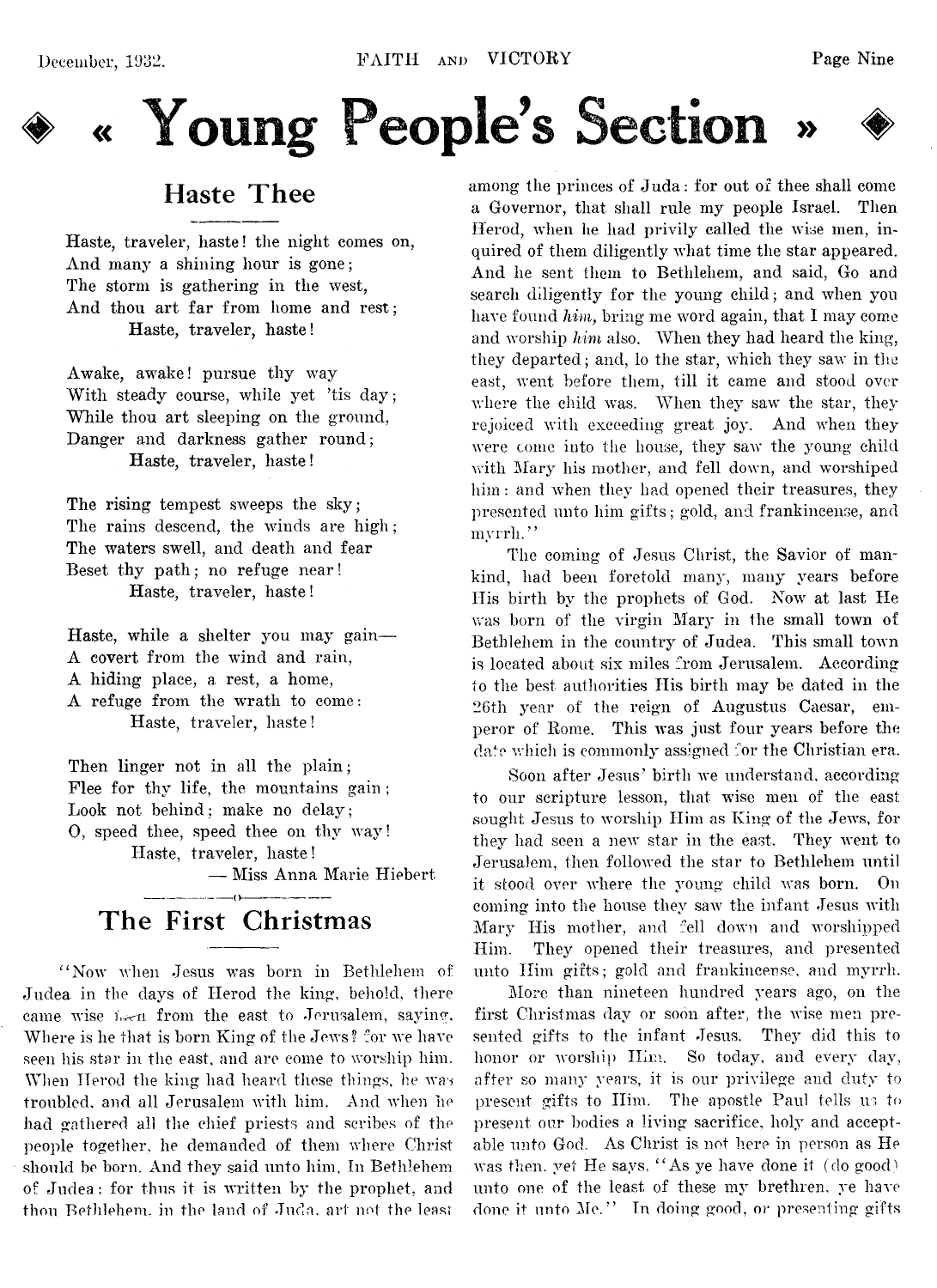# « Young People's Section »

## Haste Thee

Haste, traveler, haste! the night comes on,
And many a shining hour is gone;
The storm is gathering in the west,
And thou art far from home and rest;
Haste, traveler, haste!

Awake, awake! pursue thy way
With steady course, while yet 'tis day;
While thou art sleeping on the ground,
Danger and darkness gather round;
Haste, traveler, haste!

The rising tempest sweeps the sky;
The rains descend, the winds are high;
The waters swell, and death and fear
Beset thy path; no refuge near!
Haste, traveler, haste!

Haste, while a shelter you may gain—
A covert from the wind and rain,
A hiding place, a rest, a home,
A refuge from the wrath to come:
Haste, traveler, haste!

Then linger not in all the plain;
Flee for thy life, the mountains gain;
Look not behind; make no delay;
O, speed thee, speed thee on thy way!
Haste, traveler, haste!

— Miss Anna Marie Hiebert

## The First Christmas

"Now when Jesus was born in Bethlehem of Judea in the days of Herod the king, behold, there came wise men from the east to Jerusalem, saying, Where is he that is born King of the Jews? for we have seen his star in the east, and are come to worship him. When Herod the king had heard these things, he was troubled, and all Jerusalem with him. And when he had gathered all the chief priests and scribes of the people together, he demanded of them where Christ should be born. And they said unto him, In Bethlehem of Judea: for thus it is written by the prophet, and thou Bethlehem, in the land of Juda, art not the least among the princes of Juda: for out of thee shall come a Governor, that shall rule my people Israel. Then Herod, when he had privily called the wise men, inquired of them diligently what time the star appeared. And he sent them to Bethlehem, and said, Go and search diligently for the young child; and when you have found *him,* bring me word again, that I may come and worship *him* also. When they had heard the king, they departed; and, lo the star, which they saw in the east, went before them, till it came and stood over where the child was. When they saw the star, they rejoiced with exceeding great joy. And when they were come into the house, they saw the young child with Mary his mother, and fell down, and worshiped him: and when they had opened their treasures, they presented unto him gifts; gold, and frankincense, and myrrh."

The coming of Jesus Christ, the Savior of mankind, had been foretold many, many years before His birth by the prophets of God. Now at last He was born of the virgin Mary in the small town of Bethlehem in the country of Judea. This small town is located about six miles from Jerusalem. According to the best authorities His birth may be dated in the 26th year of the reign of Augustus Caesar, emperor of Rome. This was just four years before the date which is commonly assigned for the Christian era.

Soon after Jesus' birth we understand, according to our scripture lesson, that wise men of the east sought Jesus to worship Him as King of the Jews, for they had seen a new star in the east. They went to Jerusalem, then followed the star to Bethlehem until it stood over where the young child was born. On coming into the house they saw the infant Jesus with Mary His mother, and fell down and worshipped Him. They opened their treasures, and presented unto Him gifts; gold and frankincense, and myrrh.

More than nineteen hundred years ago, on the first Christmas day or soon after, the wise men presented gifts to the infant Jesus. They did this to honor or worship Him. So today, and every day, after so many years, it is our privilege and duty to present gifts to Him. The apostle Paul tells us to present our bodies a living sacrifice, holy and acceptable unto God. As Christ is not here in person as He was then, yet He says, "As ye have done it (do good) unto one of the least of these my brethren, ye have done it unto Me." In doing good, or presenting gifts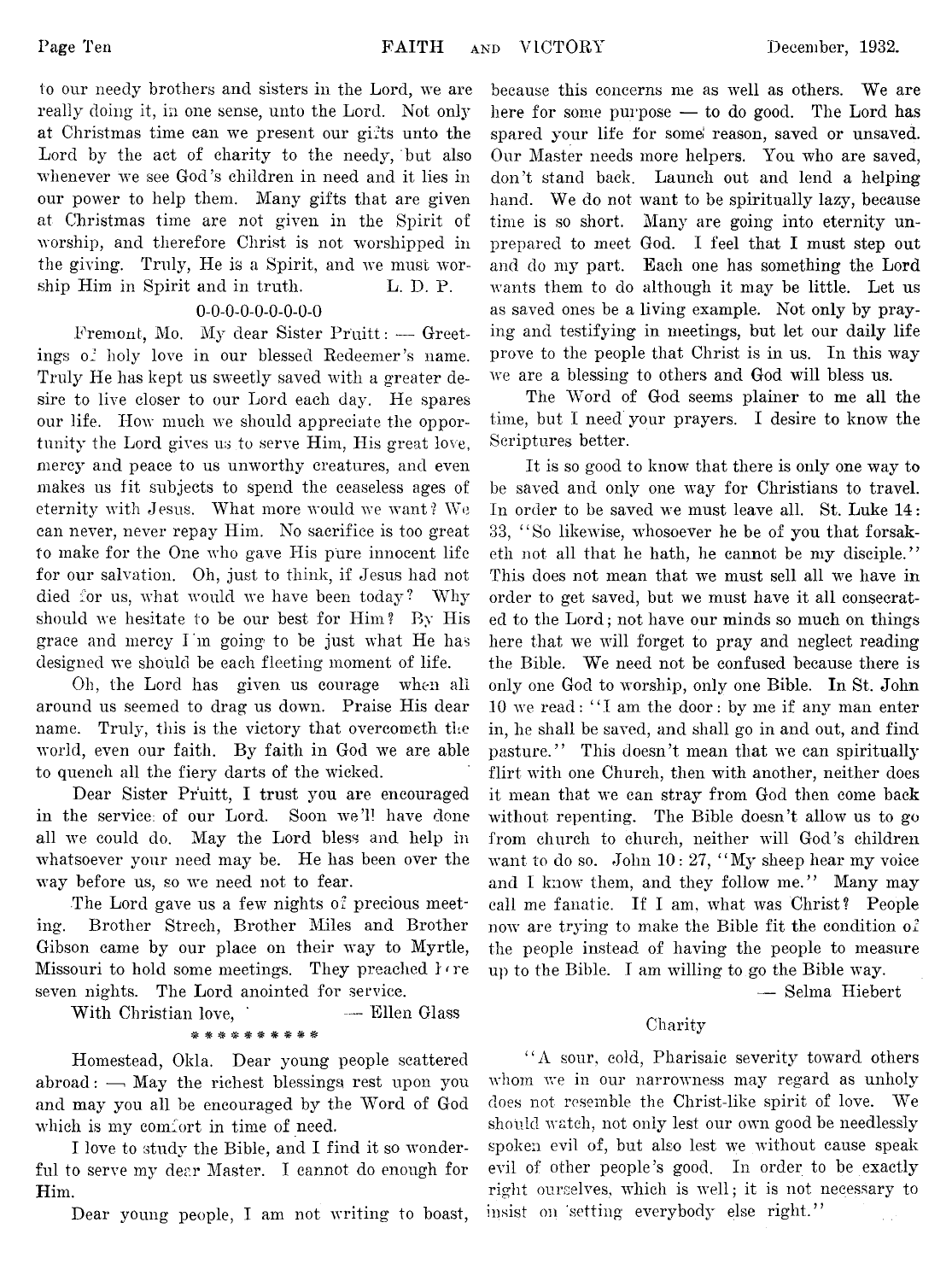to our needy brothers and sisters in the Lord, we are really doing it, in one sense, unto the Lord. Not only at Christmas time can we present our gifts unto the Lord by the act of charity to the needy, but also whenever we see God's children in need and it lies in our power to help them. Many gifts that are given at Christmas time are not given in the Spirit of worship, and therefore Christ is not worshipped in the giving. Truly, He is a Spirit, and we must worship Him in Spirit and in truth. L. D. P.

0-0-0-0-0-0-0-0-0

Fremont, Mo. My dear Sister Pruitt: — Greetings of holy love in our blessed Redeemer's name. Truly He has kept us sweetly saved with a greater desire to live closer to our Lord each day. He spares our life. How much we should appreciate the opportunity the Lord gives us to serve Him, His great love, mercy and peace to us unworthy creatures, and even makes us fit subjects to spend the ceaseless ages of eternity with Jesus. What more would we want? We can never, never repay Him. No sacrifice is too great to make for the One who gave His pure innocent life for our salvation. Oh, just to think, if Jesus had not died for us, what would we have been today? Why should we hesitate to be our best for Him? By His grace and mercy I'm going to be just what He has designed we should be each fleeting moment of life.

Oh, the Lord has given us courage when all around us seemed to drag us down. Praise His dear name. Truly, this is the victory that overcometh the world, even our faith. By faith in God we are able to quench all the fiery darts of the wicked.

Dear Sister Pruitt, I trust you are encouraged in the service of our Lord. Soon we'll have done all we could do. May the Lord bless and help in whatsoever your need may be. He has been over the way before us, so we need not to fear.

The Lord gave us a few nights of precious meeting. Brother Strech, Brother Miles and Brother Gibson came by our place on their way to Myrtle, Missouri to hold some meetings. They preached here seven nights. The Lord anointed for service.

With Christian love, — Ellen Glass

\* \* \* \* \* \* \* \* \* \*

Homestead, Okla. Dear young people scattered abroad: — May the richest blessings rest upon you and may you all be encouraged by the Word of God which is my comfort in time of need.

I love to study the Bible, and I find it so wonderful to serve my dear Master. I cannot do enough for Him.

Dear young people, I am not writing to boast, because this concerns me as well as others. We are here for some purpose — to do good. The Lord has spared your life for some reason, saved or unsaved. Our Master needs more helpers. You who are saved, don't stand back. Launch out and lend a helping hand. We do not want to be spiritually lazy, because time is so short. Many are going into eternity unprepared to meet God. I feel that I must step out and do my part. Each one has something the Lord wants them to do although it may be little. Let us as saved ones be a living example. Not only by praying and testifying in meetings, but let our daily life prove to the people that Christ is in us. In this way we are a blessing to others and God will bless us.

The Word of God seems plainer to me all the time, but I need your prayers. I desire to know the Scriptures better.

It is so good to know that there is only one way to be saved and only one way for Christians to travel. In order to be saved we must leave all. St. Luke 14: 33, "So likewise, whosoever he be of you that forsaketh not all that he hath, he cannot be my disciple." This does not mean that we must sell all we have in order to get saved, but we must have it all consecrated to the Lord; not have our minds so much on things here that we will forget to pray and neglect reading the Bible. We need not be confused because there is only one God to worship, only one Bible. In St. John 10 we read: "I am the door: by me if any man enter in, he shall be saved, and shall go in and out, and find pasture." This doesn't mean that we can spiritually flirt with one Church, then with another, neither does it mean that we can stray from God then come back without repenting. The Bible doesn't allow us to go from church to church, neither will God's children want to do so. John 10: 27, "My sheep hear my voice and I know them, and they follow me." Many may call me fanatic. If I am, what was Christ? People now are trying to make the Bible fit the condition of the people instead of having the people to measure up to the Bible. I am willing to go the Bible way.

— Selma Hiebert

## Charity

"A sour, cold, Pharisaic severity toward others whom we in our narrowness may regard as unholy does not resemble the Christ-like spirit of love. We should watch, not only lest our own good be needlessly spoken evil of, but also lest we without cause speak evil of other people's good. In order to be exactly right ourselves, which is well; it is not necessary to insist on setting everybody else right."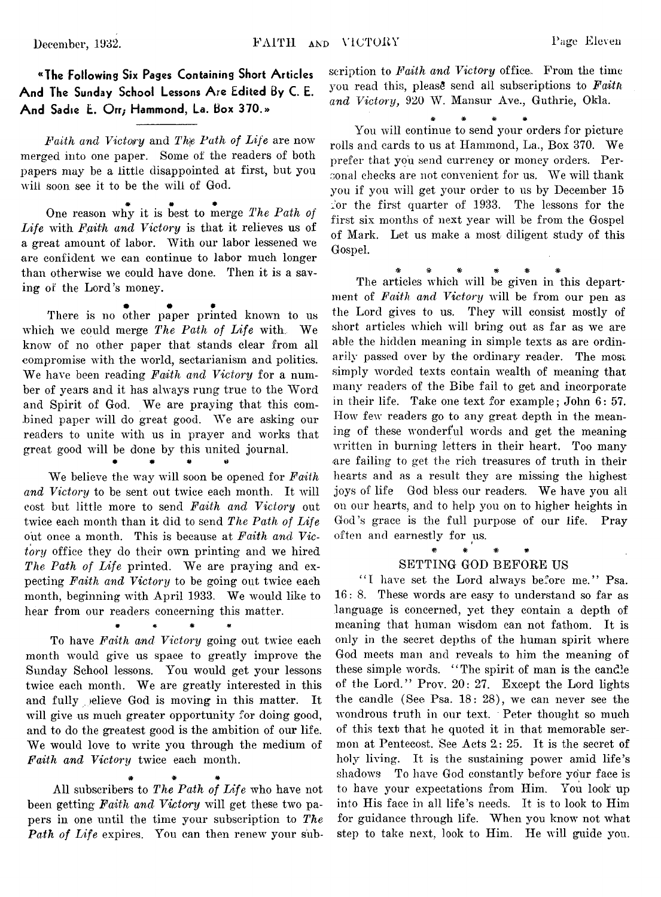**«The Following Six Pages Containing Short Articles And The Sunday School Lessons Are Edited By C. E. And Sadie E. Orr; Hammond, La. Box 370.»**

*Faith and Victory* and *The Path of Life* are now merged into one paper. Some of the readers of both papers may be a little disappointed at first, but you will soon see it to be the will of God.

\* \* \*

One reason why it is best to merge *The Path of Life* with *Faith and Victory* is that it relieves us of a great amount of labor. With our labor lessened we are confident we can continue to labor much longer than otherwise we could have done. Then it is a saving of the Lord's money.

\* \* \*

There is no other paper printed known to us which we could merge *The Path of Life* with. We know of no other paper that stands clear from all compromise with the world, sectarianism and politics. We have been reading *Faith and Victory* for a number of years and it has always rung true to the Word and Spirit of God. We are praying that this combined paper will do great good. We are asking our readers to unite with us in prayer and works that great good will be done by this united journal.

\* \* \* \*

We believe the way will soon be opened for *Faith and Victory* to be sent out twice each month. It will cost but little more to send *Faith and Victory* out twice each month than it did to send *The Path of Life* out once a month. This is because at *Faith and Victory* office they do their own printing and we hired *The Path of Life* printed. We are praying and expecting *Faith and Victory* to be going out twice each month, beginning with April 1933. We would like to hear from our readers concerning this matter.

\* \* \* \*

To have *Faith and Victory* going out twice each month would give us space to greatly improve the Sunday School lessons. You would get your lessons twice each month. We are greatly interested in this and fully believe God is moving in this matter. It will give us much greater opportunity for doing good, and to do the greatest good is the ambition of our life. We would love to write you through the medium of *Faith and Victory* twice each month.

\* \* \*

All subscribers to *The Path of Life* who have not been getting *Faith and Victory* will get these two papers in one until the time your subscription to *The Path of Life* expires. You can then renew your subscription to *Faith and Victory* office. From the time you read this, please send all subscriptions to *Faith and Victory,* 920 W. Mansur Ave., Guthrie, Okla.

\* \* \* \*

You will continue to send your orders for picture rolls and cards to us at Hammond, La., Box 370. We prefer that you send currency or money orders. Personal checks are not convenient for us. We will thank you if you will get your order to us by December 15 for the first quarter of 1933. The lessons for the first six months of next year will be from the Gospel of Mark. Let us make a most diligent study of this Gospel.

\* \* \* \* \* \*

The articles which will be given in this department of *Faith and Victory* will be from our pen as the Lord gives to us. They will consist mostly of short articles which will bring out as far as we are able the hidden meaning in simple texts as are ordinarily passed over by the ordinary reader. The most simply worded texts contain wealth of meaning that many readers of the Bibe fail to get and incorporate in their life. Take one text for example; John 6: 57. How few readers go to any great depth in the meaning of these wonderful words and get the meaning written in burning letters in their heart. Too many are failing to get the rich treasures of truth in their hearts and as a result they are missing the highest joys of life God bless our readers. We have you all on our hearts, and to help you on to higher heights in God's grace is the full purpose of our life. Pray often and earnestly for us.

\* \* \* \*

## SETTING GOD BEFORE US

"I have set the Lord always before me." Psa. 16: 8. These words are easy to understand so far as language is concerned, yet they contain a depth of meaning that human wisdom can not fathom. It is only in the secret depths of the human spirit where God meets man and reveals to him the meaning of these simple words. "The spirit of man is the candle of the Lord." Prov. 20: 27. Except the Lord lights the candle (See Psa. 18: 28), we can never see the wondrous truth in our text. Peter thought so much of this text that he quoted it in that memorable sermon at Pentecost. See Acts 2: 25. It is the secret of holy living. It is the sustaining power amid life's shadows To have God constantly before your face is to have your expectations from Him. You look up into His face in all life's needs. It is to look to Him for guidance through life. When you know not what step to take next, look to Him. He will guide you.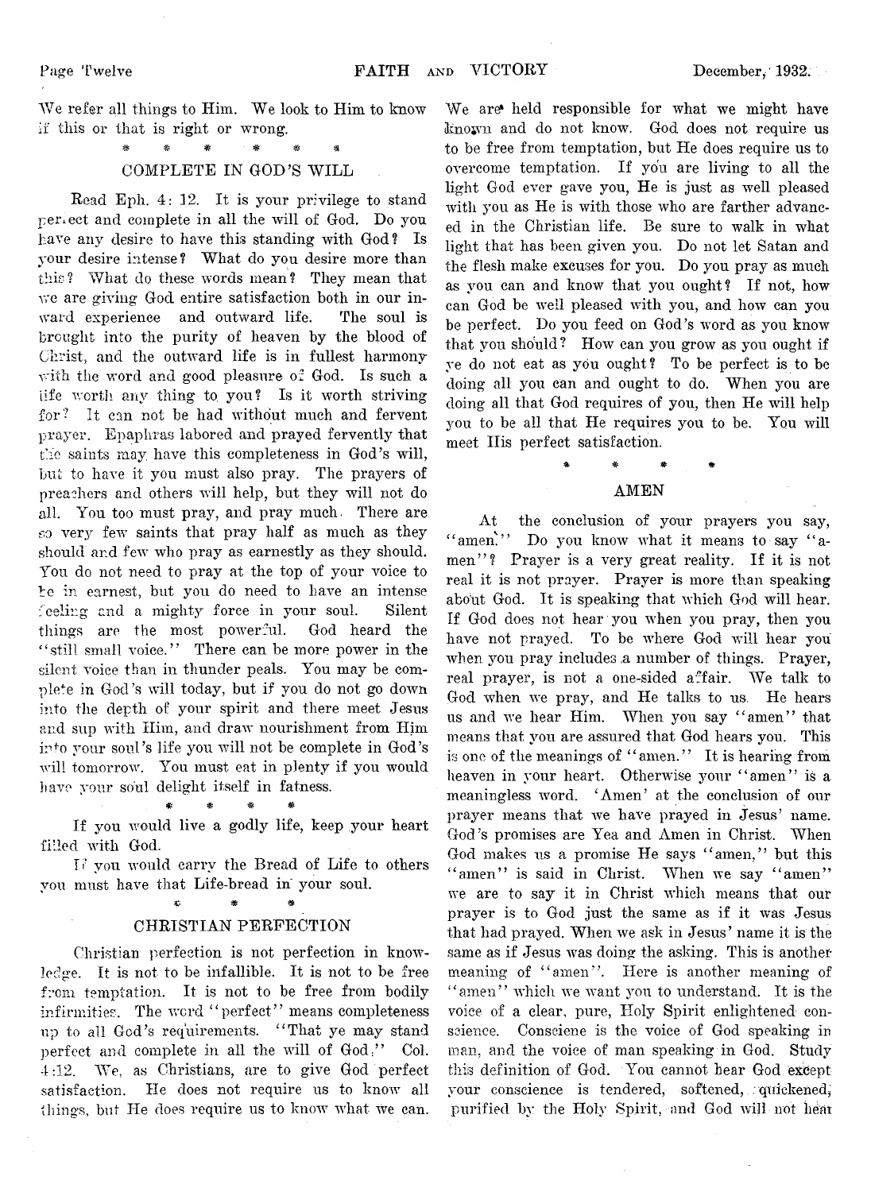We refer all things to Him. We look to Him to know if this or that is right or wrong.

\* \* \* \* \* \*

## COMPLETE IN GOD'S WILL

Read Eph. 4: 12. It is your privilege to stand perfect and complete in all the will of God. Do you have any desire to have this standing with God? Is your desire intense? What do you desire more than this? What do these words mean? They mean that we are giving God entire satisfaction both in our inward experience and outward life. The soul is brought into the purity of heaven by the blood of Christ, and the outward life is in fullest harmony with the word and good pleasure of God. Is such a life worth any thing to you? Is it worth striving for? It can not be had without much and fervent prayer. Epaphras labored and prayed fervently that the saints may have this completeness in God's will, but to have it you must also pray. The prayers of preachers and others will help, but they will not do all. You too must pray, and pray much. There are so very few saints that pray half as much as they should and few who pray as earnestly as they should. You do not need to pray at the top of your voice to be in earnest, but you do need to have an intense feeling and a mighty force in your soul. Silent things are the most powerful. God heard the "still small voice." There can be more power in the silent voice than in thunder peals. You may be complete in God's will today, but if you do not go down into the depth of your spirit and there meet Jesus and sup with Him, and draw nourishment from Him into your soul's life you will not be complete in God's will tomorrow. You must eat in plenty if you would have your soul delight itself in fatness.

\* \* \* \*

If you would live a godly life, keep your heart filled with God.

If you would carry the Bread of Life to others you must have that Life-bread in your soul.

\* \* \*

## CHRISTIAN PERFECTION

Christian perfection is not perfection in knowledge. It is not to be infallible. It is not to be free from temptation. It is not to be free from bodily infirmities. The word "perfect" means completeness up to all God's requirements. "That ye may stand perfect and complete in all the will of God." Col. 4:12. We, as Christians, are to give God perfect satisfaction. He does not require us to know all things, but He does require us to know what we can. We are held responsible for what we might have known and do not know. God does not require us to be free from temptation, but He does require us to overcome temptation. If you are living to all the light God ever gave you, He is just as well pleased with you as He is with those who are farther advanced in the Christian life. Be sure to walk in what light that has been given you. Do not let Satan and the flesh make excuses for you. Do you pray as much as you can and know that you ought? If not, how can God be well pleased with you, and how can you be perfect. Do you feed on God's word as you know that you should? How can you grow as you ought if ye do not eat as you ought? To be perfect is to be doing all you can and ought to do. When you are doing all that God requires of you, then He will help you to be all that He requires you to be. You will meet His perfect satisfaction.

\* \* \* \*

## AMEN

At the conclusion of your prayers you say, "amen." Do you know what it means to say "amen"? Prayer is a very great reality. If it is not real it is not prayer. Prayer is more than speaking about God. It is speaking that which God will hear. If God does not hear you when you pray, then you have not prayed. To be where God will hear you when you pray includes a number of things. Prayer, real prayer, is not a one-sided affair. We talk to God when we pray, and He talks to us. He hears us and we hear Him. When you say "amen" that means that you are assured that God hears you. This is one of the meanings of "amen." It is hearing from heaven in your heart. Otherwise your "amen" is a meaningless word. 'Amen' at the conclusion of our prayer means that we have prayed in Jesus' name. God's promises are Yea and Amen in Christ. When God makes us a promise He says "amen," but this "amen" is said in Christ. When we say "amen" we are to say it in Christ which means that our prayer is to God just the same as if it was Jesus that had prayed. When we ask in Jesus' name it is the same as if Jesus was doing the asking. This is another meaning of "amen". Here is another meaning of "amen" which we want you to understand. It is the voice of a clear, pure, Holy Spirit enlightened conscience. Conscience is the voice of God speaking in man, and the voice of man speaking in God. Study this definition of God. You cannot hear God except your conscience is tendered, softened, quickened, purified by the Holy Spirit, and God will not hear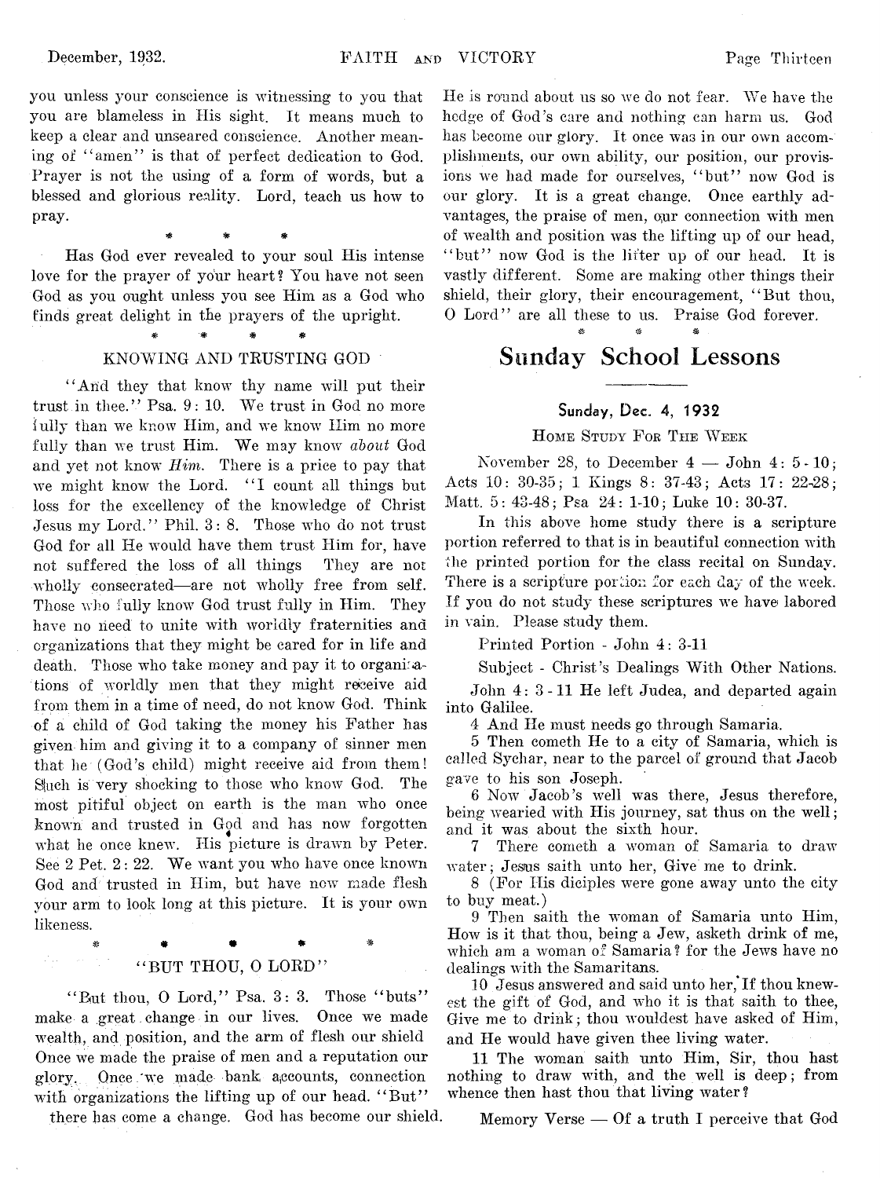you unless your conscience is witnessing to you that you are blameless in His sight. It means much to keep a clear and unseared conscience. Another meaning of "amen" is that of perfect dedication to God. Prayer is not the using of a form of words, but a blessed and glorious reality. Lord, teach us how to pray.

\* \* \*

Has God ever revealed to your soul His intense love for the prayer of your heart? You have not seen God as you ought unless you see Him as a God who finds great delight in the prayers of the upright.

\* \* \* \*

### KNOWING AND TRUSTING GOD

"And they that know thy name will put their trust in thee." Psa. 9: 10. We trust in God no more fully than we know Him, and we know Him no more fully than we trust Him. We may know *about* God and yet not know *Him*. There is a price to pay that we might know the Lord. "I count all things but loss for the excellency of the knowledge of Christ Jesus my Lord." Phil. 3: 8. Those who do not trust God for all He would have them trust Him for, have not suffered the loss of all things They are not wholly consecrated—are not wholly free from self. Those who fully know God trust fully in Him. They have no need to unite with worldly fraternities and organizations that they might be cared for in life and death. Those who take money and pay it to organizations of worldly men that they might receive aid from them in a time of need, do not know God. Think of a child of God taking the money his Father has given him and giving it to a company of sinner men that he (God's child) might receive aid from them! Such is very shocking to those who know God. The most pitiful object on earth is the man who once known and trusted in God and has now forgotten what he once knew. His picture is drawn by Peter. See 2 Pet. 2: 22. We want you who have once known God and trusted in Him, but have now made flesh your arm to look long at this picture. It is your own likeness.

\* \* \* \* \*

### "BUT THOU, O LORD"

"But thou, O Lord," Psa. 3: 3. Those "buts" make a great change in our lives. Once we made wealth, and position, and the arm of flesh our shield Once we made the praise of men and a reputation our glory. Once we made bank accounts, connection with organizations the lifting up of our head. "But" there has come a change. God has become our shield. He is round about us so we do not fear. We have the hedge of God's care and nothing can harm us. God has become our glory. It once was in our own accomplishments, our own ability, our position, our provisions we had made for ourselves, "but" now God is our glory. It is a great change. Once earthly advantages, the praise of men, our connection with men of wealth and position was the lifting up of our head, "but" now God is the lifter up of our head. It is vastly different. Some are making other things their shield, their glory, their encouragement, "But thou, O Lord" are all these to us. Praise God forever.

\* \* \*

# Sunday School Lessons

## Sunday, Dec. 4, 1932

### Home Study For The Week

November 28, to December 4 — John 4: 5-10; Acts 10: 30-35; 1 Kings 8: 37-43; Acts 17: 22-28; Matt. 5: 43-48; Psa 24: 1-10; Luke 10: 30-37.

In this above home study there is a scripture portion referred to that is in beautiful connection with the printed portion for the class recital on Sunday. There is a scripture portion for each day of the week. If you do not study these scriptures we have labored in vain. Please study them.

Printed Portion - John 4: 3-11

Subject - Christ's Dealings With Other Nations.

John 4: 3-11 He left Judea, and departed again into Galilee.

4 And He must needs go through Samaria.

5 Then cometh He to a city of Samaria, which is called Sychar, near to the parcel of ground that Jacob gave to his son Joseph.

6 Now Jacob's well was there, Jesus therefore, being wearied with His journey, sat thus on the well; and it was about the sixth hour.

7 There cometh a woman of Samaria to draw water; Jesus saith unto her, Give me to drink.

8 (For His diciples were gone away unto the city to buy meat.)

9 Then saith the woman of Samaria unto Him, How is it that thou, being a Jew, asketh drink of me, which am a woman of Samaria? for the Jews have no dealings with the Samaritans.

10 Jesus answered and said unto her, If thou knewest the gift of God, and who it is that saith to thee, Give me to drink; thou wouldest have asked of Him, and He would have given thee living water.

11 The woman saith unto Him, Sir, thou hast nothing to draw with, and the well is deep; from whence then hast thou that living water?

Memory Verse — Of a truth I perceive that God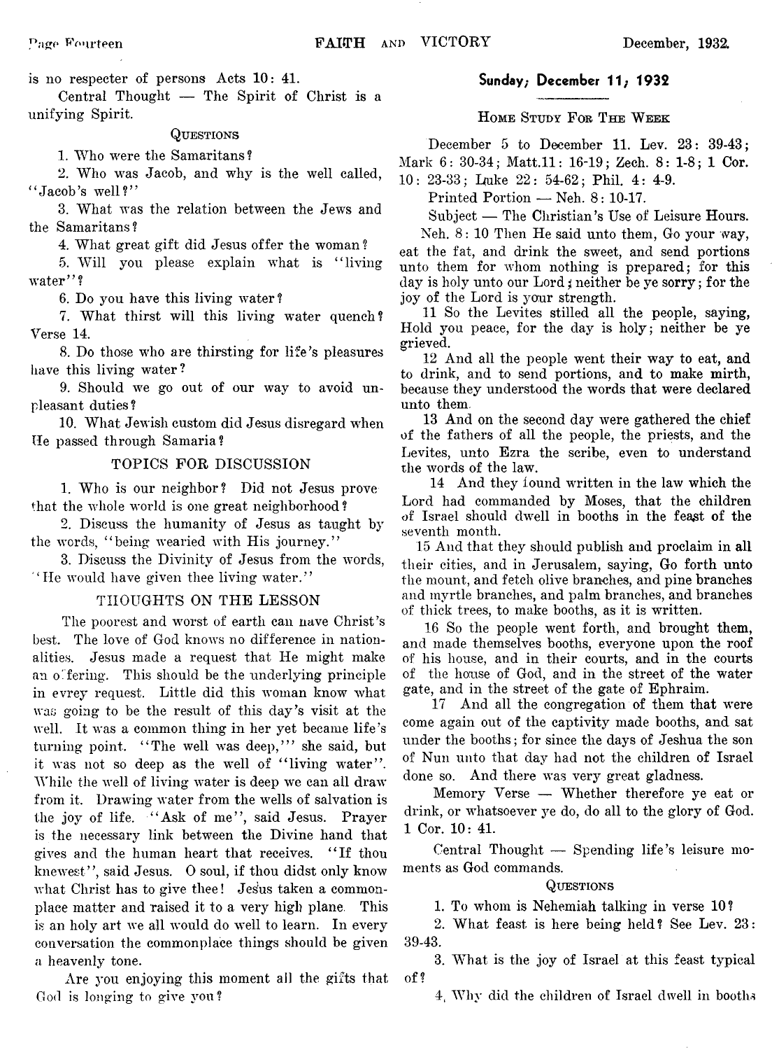is no respecter of persons Acts 10: 41.

Central Thought — The Spirit of Christ is a unifying Spirit.

### Questions

1. Who were the Samaritans?
2. Who was Jacob, and why is the well called, "Jacob's well?"
3. What was the relation between the Jews and the Samaritans?
4. What great gift did Jesus offer the woman?
5. Will you please explain what is "living water"?
6. Do you have this living water?
7. What thirst will this living water quench? Verse 14.
8. Do those who are thirsting for life's pleasures have this living water?
9. Should we go out of our way to avoid unpleasant duties?
10. What Jewish custom did Jesus disregard when He passed through Samaria?

### TOPICS FOR DISCUSSION

1. Who is our neighbor? Did not Jesus prove that the whole world is one great neighborhood?
2. Discuss the humanity of Jesus as taught by the words, "being wearied with His journey."
3. Discuss the Divinity of Jesus from the words, "He would have given thee living water."

### THOUGHTS ON THE LESSON

The poorest and worst of earth can have Christ's best. The love of God knows no difference in nationalities. Jesus made a request that He might make an offering. This should be the underlying principle in evrey request. Little did this woman know what was going to be the result of this day's visit at the well. It was a common thing in her yet became life's turning point. "The well was deep,'" she said, but it was not so deep as the well of "living water". While the well of living water is deep we can all draw from it. Drawing water from the wells of salvation is the joy of life. "Ask of me", said Jesus. Prayer is the necessary link between the Divine hand that gives and the human heart that receives. "If thou knewest", said Jesus. O soul, if thou didst only know what Christ has to give thee! Jesus taken a commonplace matter and raised it to a very high plane. This is an holy art we all would do well to learn. In every conversation the commonplace things should be given a heavenly tone.

Are you enjoying this moment all the gifts that God is longing to give you?

## Sunday, December 11, 1932

### Home Study For The Week

December 5 to December 11. Lev. 23: 39-43; Mark 6: 30-34; Matt.11: 16-19; Zech. 8: 1-8; 1 Cor. 10: 23-33; Luke 22: 54-62; Phil. 4: 4-9.

Printed Portion — Neh. 8: 10-17.

Subject — The Christian's Use of Leisure Hours.

Neh. 8: 10 Then He said unto them, Go your way, eat the fat, and drink the sweet, and send portions unto them for whom nothing is prepared; for this day is holy unto our Lord; neither be ye sorry; for the joy of the Lord is your strength.

11 So the Levites stilled all the people, saying, Hold you peace, for the day is holy; neither be ye grieved.

12 And all the people went their way to eat, and to drink, and to send portions, and to make mirth, because they understood the words that were declared unto them.

13 And on the second day were gathered the chief of the fathers of all the people, the priests, and the Levites, unto Ezra the scribe, even to understand the words of the law.

14 And they found written in the law which the Lord had commanded by Moses, that the children of Israel should dwell in booths in the feast of the seventh month.

15 And that they should publish and proclaim in all their cities, and in Jerusalem, saying, Go forth unto the mount, and fetch olive branches, and pine branches and myrtle branches, and palm branches, and branches of thick trees, to make booths, as it is written.

16 So the people went forth, and brought them, and made themselves booths, everyone upon the roof of his house, and in their courts, and in the courts of the house of God, and in the street of the water gate, and in the street of the gate of Ephraim.

17 And all the congregation of them that were come again out of the captivity made booths, and sat under the booths; for since the days of Jeshua the son of Nun unto that day had not the children of Israel done so. And there was very great gladness.

Memory Verse — Whether therefore ye eat or drink, or whatsoever ye do, do all to the glory of God. 1 Cor. 10: 41.

Central Thought — Spending life's leisure moments as God commands.

### Questions

1. To whom is Nehemiah talking in verse 10?
2. What feast is here being held? See Lev. 23: 39-43.
3. What is the joy of Israel at this feast typical of?
4. Why did the children of Israel dwell in booths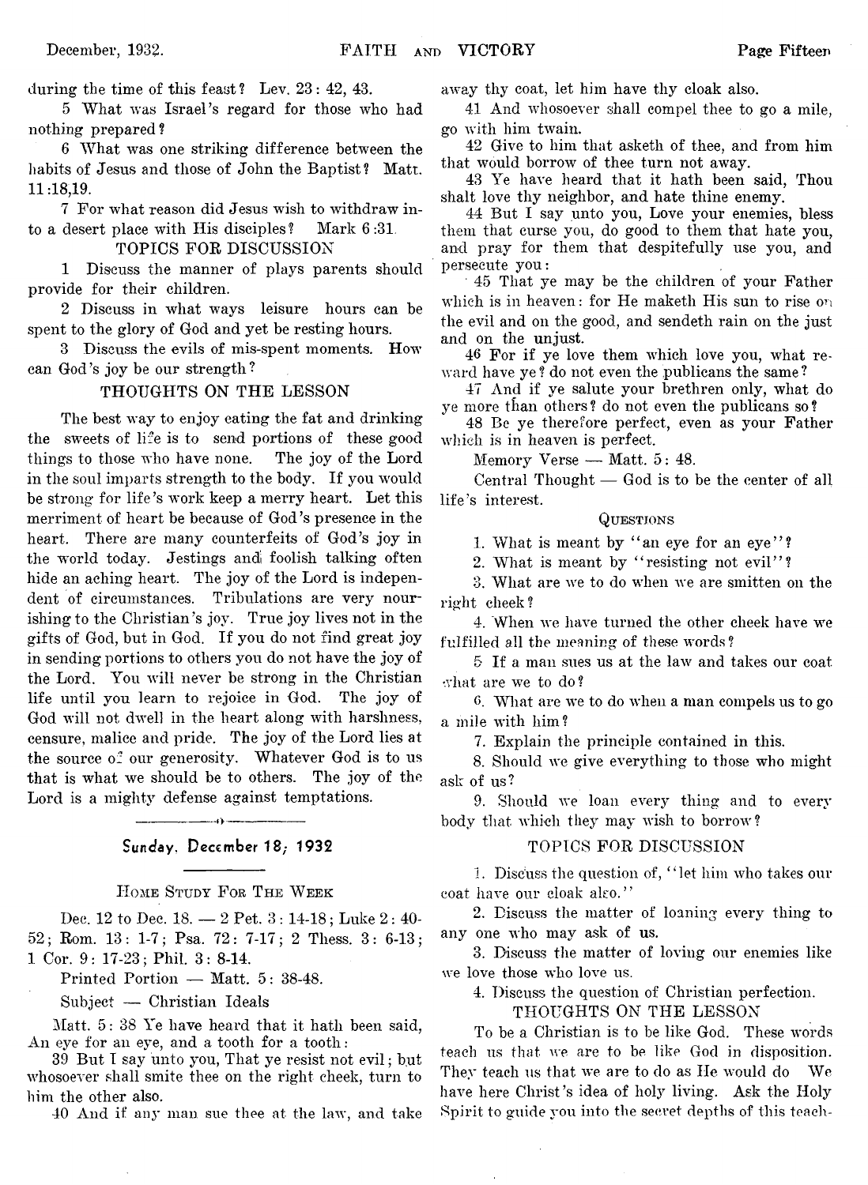during the time of this feast? Lev. 23: 42, 43.

5 What was Israel's regard for those who had nothing prepared?

6 What was one striking difference between the habits of Jesus and those of John the Baptist? Matt. 11:18,19.

7 For what reason did Jesus wish to withdraw into a desert place with His disciples? Mark 6:31.

### TOPICS FOR DISCUSSION

1 Discuss the manner of plays parents should provide for their children.

2 Discuss in what ways leisure hours can be spent to the glory of God and yet be resting hours.

3 Discuss the evils of mis-spent moments. How can God's joy be our strength?

### THOUGHTS ON THE LESSON

The best way to enjoy eating the fat and drinking the sweets of life is to send portions of these good things to those who have none. The joy of the Lord in the soul imparts strength to the body. If you would be strong for life's work keep a merry heart. Let this merriment of heart be because of God's presence in the heart. There are many counterfeits of God's joy in the world today. Jestings and foolish talking often hide an aching heart. The joy of the Lord is independent of circumstances. Tribulations are very nourishing to the Christian's joy. True joy lives not in the gifts of God, but in God. If you do not find great joy in sending portions to others you do not have the joy of the Lord. You will never be strong in the Christian life until you learn to rejoice in God. The joy of God will not dwell in the heart along with harshness, censure, malice and pride. The joy of the Lord lies at the source of our generosity. Whatever God is to us that is what we should be to others. The joy of the Lord is a mighty defense against temptations.

---

## Sunday, December 18, 1932

### Home Study For The Week

Dec. 12 to Dec. 18. — 2 Pet. 3: 14-18; Luke 2: 40-52; Rom. 13: 1-7; Psa. 72: 7-17; 2 Thess. 3: 6-13; 1 Cor. 9: 17-23; Phil. 3: 8-14.

Printed Portion — Matt. 5: 38-48.

Subject — Christian Ideals

Matt. 5: 38 Ye have heard that it hath been said, An eye for an eye, and a tooth for a tooth:

39 But I say unto you, That ye resist not evil; but whosoever shall smite thee on the right cheek, turn to him the other also.

40 And if any man sue thee at the law, and take away thy coat, let him have thy cloak also.

41 And whosoever shall compel thee to go a mile, go with him twain.

42 Give to him that asketh of thee, and from him that would borrow of thee turn not away.

43 Ye have heard that it hath been said, Thou shalt love thy neighbor, and hate thine enemy.

44 But I say unto you, Love your enemies, bless them that curse you, do good to them that hate you, and pray for them that despitefully use you, and persecute you:

45 That ye may be the children of your Father which is in heaven: for He maketh His sun to rise on the evil and on the good, and sendeth rain on the just and on the unjust.

46 For if ye love them which love you, what reward have ye? do not even the publicans the same?

47 And if ye salute your brethren only, what do ye more than others? do not even the publicans so?

48 Be ye therefore perfect, even as your Father which is in heaven is perfect.

Memory Verse — Matt. 5: 48.

Central Thought — God is to be the center of all life's interest.

### Questions

1. What is meant by "an eye for an eye"?

2. What is meant by "resisting not evil"?

3. What are we to do when we are smitten on the right cheek?

4. When we have turned the other cheek have we fulfilled all the meaning of these words?

5 If a man sues us at the law and takes our coat what are we to do?

6. What are we to do when a man compels us to go a mile with him?

7. Explain the principle contained in this.

8. Should we give everything to those who might ask of us?

9. Should we loan every thing and to every body that which they may wish to borrow?

### TOPICS FOR DISCUSSION

1. Discuss the question of, "let him who takes our coat have our cloak also."

2. Discuss the matter of loaning every thing to any one who may ask of us.

3. Discuss the matter of loving our enemies like we love those who love us.

4. Discuss the question of Christian perfection.

### THOUGHTS ON THE LESSON

To be a Christian is to be like God. These words teach us that we are to be like God in disposition. They teach us that we are to do as He would do. We have here Christ's idea of holy living. Ask the Holy Spirit to guide you into the secret depths of this teach-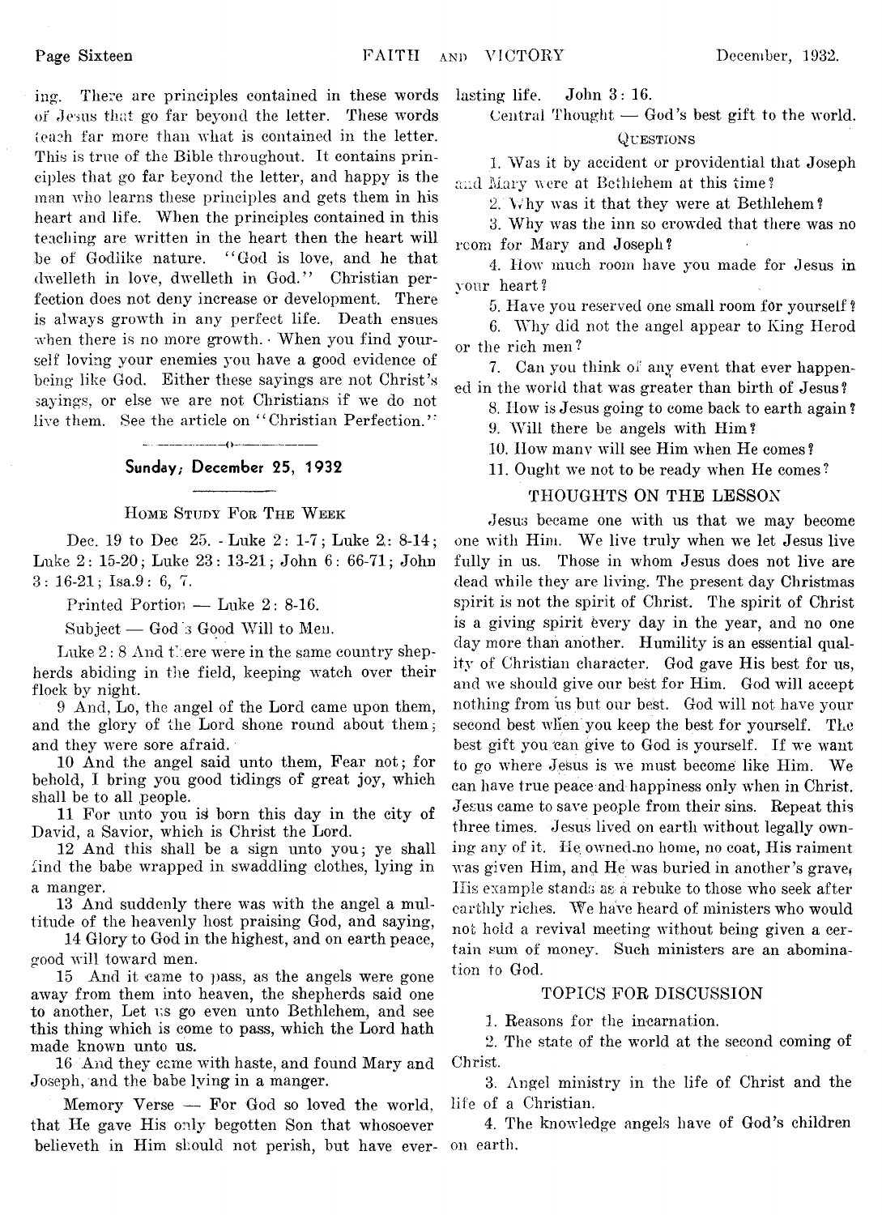ing. There are principles contained in these words of Jesus that go far beyond the letter. These words teach far more than what is contained in the letter. This is true of the Bible throughout. It contains principles that go far beyond the letter, and happy is the man who learns these principles and gets them in his heart and life. When the principles contained in this teaching are written in the heart then the heart will be of Godlike nature. "God is love, and he that dwelleth in love, dwelleth in God." Christian perfection does not deny increase or development. There is always growth in any perfect life. Death ensues when there is no more growth. When you find yourself loving your enemies you have a good evidence of being like God. Either these sayings are not Christ's sayings, or else we are not Christians if we do not live them. See the article on "Christian Perfection."

## Sunday, December 25, 1932

### Home Study For The Week

Dec. 19 to Dec 25. - Luke 2: 1-7; Luke 2: 8-14; Luke 2: 15-20; Luke 23: 13-21; John 6: 66-71; John 3: 16-21; Isa.9: 6, 7.

Printed Portion — Luke 2: 8-16.

Subject — God's Good Will to Men.

Luke 2: 8 And there were in the same country shepherds abiding in the field, keeping watch over their flock by night.

9 And, Lo, the angel of the Lord came upon them, and the glory of the Lord shone round about them; and they were sore afraid.

10 And the angel said unto them, Fear not; for behold, I bring you good tidings of great joy, which shall be to all people.

11 For unto you is born this day in the city of David, a Savior, which is Christ the Lord.

12 And this shall be a sign unto you; ye shall find the babe wrapped in swaddling clothes, lying in a manger.

13 And suddenly there was with the angel a multitude of the heavenly host praising God, and saying,

14 Glory to God in the highest, and on earth peace, good will toward men.

15 And it came to pass, as the angels were gone away from them into heaven, the shepherds said one to another, Let us go even unto Bethlehem, and see this thing which is come to pass, which the Lord hath made known unto us.

16 And they came with haste, and found Mary and Joseph, and the babe lying in a manger.

Memory Verse — For God so loved the world, that He gave His only begotten Son that whosoever believeth in Him should not perish, but have everlasting life. John 3: 16.

Central Thought — God's best gift to the world.

### Questions

1. Was it by accident or providential that Joseph and Mary were at Bethlehem at this time?

2. Why was it that they were at Bethlehem?

3. Why was the inn so crowded that there was no room for Mary and Joseph?

4. How much room have you made for Jesus in your heart?

5. Have you reserved one small room for yourself?

6. Why did not the angel appear to King Herod or the rich men?

7. Can you think of any event that ever happened in the world that was greater than birth of Jesus?

8. How is Jesus going to come back to earth again?

9. Will there be angels with Him?

10. How many will see Him when He comes?

11. Ought we not to be ready when He comes?

### THOUGHTS ON THE LESSON

Jesus became one with us that we may become one with Him. We live truly when we let Jesus live fully in us. Those in whom Jesus does not live are dead while they are living. The present day Christmas spirit is not the spirit of Christ. The spirit of Christ is a giving spirit every day in the year, and no one day more than another. Humility is an essential quality of Christian character. God gave His best for us, and we should give our best for Him. God will accept nothing from us but our best. God will not have your second best when you keep the best for yourself. The best gift you can give to God is yourself. If we want to go where Jesus is we must become like Him. We can have true peace and happiness only when in Christ. Jesus came to save people from their sins. Repeat this three times. Jesus lived on earth without legally owning any of it. He owned no home, no coat, His raiment was given Him, and He was buried in another's grave, His example stands as a rebuke to those who seek after earthly riches. We have heard of ministers who would not hold a revival meeting without being given a certain sum of money. Such ministers are an abomination to God.

### TOPICS FOR DISCUSSION

1. Reasons for the incarnation.

2. The state of the world at the second coming of Christ.

3. Angel ministry in the life of Christ and the life of a Christian.

4. The knowledge angels have of God's children on earth.